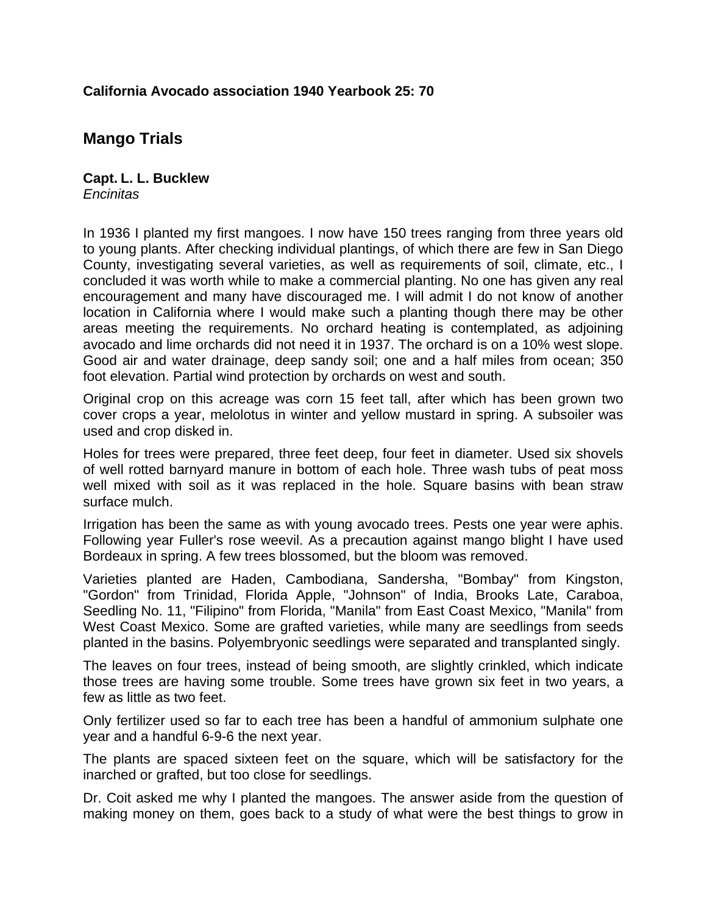**California Avocado association 1940 Yearbook 25: 70**

## Mango Trials

**Capt. L. L. Bucklew**
*Encinitas*

In 1936 I planted my first mangoes. I now have 150 trees ranging from three years old to young plants. After checking individual plantings, of which there are few in San Diego County, investigating several varieties, as well as requirements of soil, climate, etc., I concluded it was worth while to make a commercial planting. No one has given any real encouragement and many have discouraged me. I will admit I do not know of another location in California where I would make such a planting though there may be other areas meeting the requirements. No orchard heating is contemplated, as adjoining avocado and lime orchards did not need it in 1937. The orchard is on a 10% west slope. Good air and water drainage, deep sandy soil; one and a half miles from ocean; 350 foot elevation. Partial wind protection by orchards on west and south.

Original crop on this acreage was corn 15 feet tall, after which has been grown two cover crops a year, melolotus in winter and yellow mustard in spring. A subsoiler was used and crop disked in.

Holes for trees were prepared, three feet deep, four feet in diameter. Used six shovels of well rotted barnyard manure in bottom of each hole. Three wash tubs of peat moss well mixed with soil as it was replaced in the hole. Square basins with bean straw surface mulch.

Irrigation has been the same as with young avocado trees. Pests one year were aphis. Following year Fuller's rose weevil. As a precaution against mango blight I have used Bordeaux in spring. A few trees blossomed, but the bloom was removed.

Varieties planted are Haden, Cambodiana, Sandersha, "Bombay" from Kingston, "Gordon" from Trinidad, Florida Apple, "Johnson" of India, Brooks Late, Caraboa, Seedling No. 11, "Filipino" from Florida, "Manila" from East Coast Mexico, "Manila" from West Coast Mexico. Some are grafted varieties, while many are seedlings from seeds planted in the basins. Polyembryonic seedlings were separated and transplanted singly.

The leaves on four trees, instead of being smooth, are slightly crinkled, which indicate those trees are having some trouble. Some trees have grown six feet in two years, a few as little as two feet.

Only fertilizer used so far to each tree has been a handful of ammonium sulphate one year and a handful 6-9-6 the next year.

The plants are spaced sixteen feet on the square, which will be satisfactory for the inarched or grafted, but too close for seedlings.

Dr. Coit asked me why I planted the mangoes. The answer aside from the question of making money on them, goes back to a study of what were the best things to grow in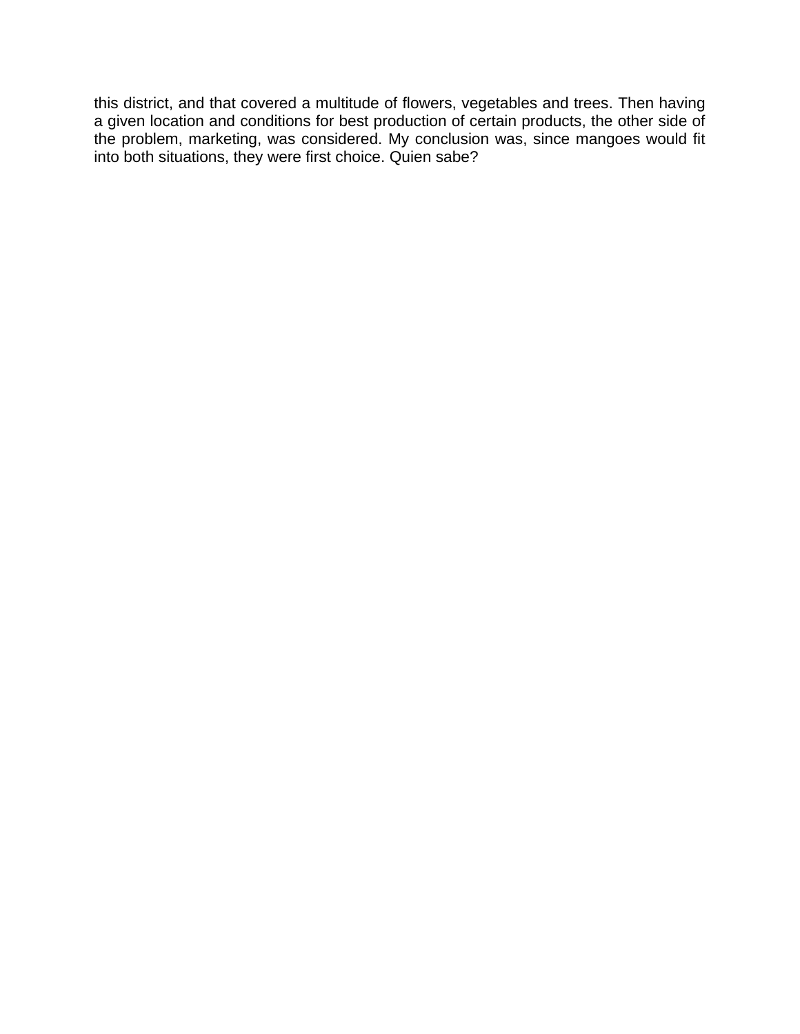this district, and that covered a multitude of flowers, vegetables and trees. Then having a given location and conditions for best production of certain products, the other side of the problem, marketing, was considered. My conclusion was, since mangoes would fit into both situations, they were first choice. Quien sabe?